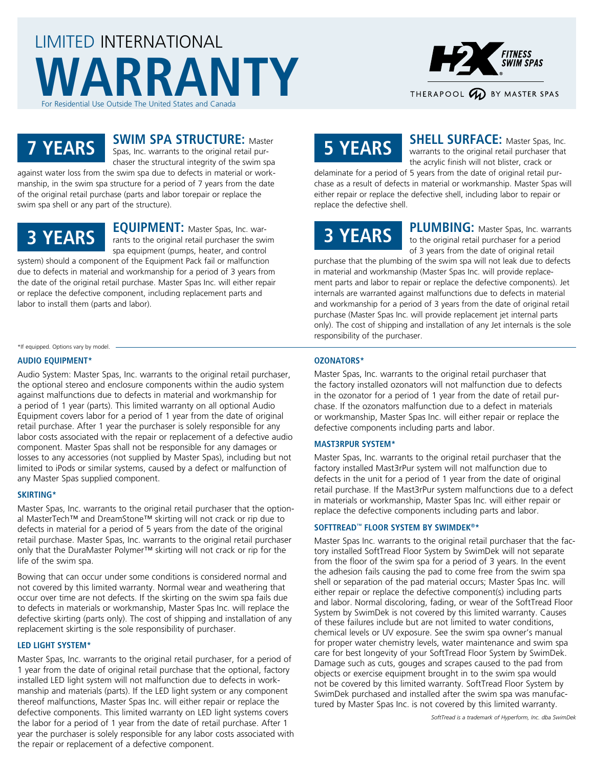# LIMITED INTERNATIONAL WARRANTY

For Residential Use Outside The United States and Canada

H2X FITNESS SWIM SPAS

THERAPOOL BY MASTER SPAS

## 7 YEARS

**SWIM SPA STRUCTURE:** Master Spas, Inc. warrants to the original retail purchaser the structural integrity of the swim spa against water loss from the swim spa due to defects in material or workmanship, in the swim spa structure for a period of 7 years from the date of the original retail purchase (parts and labor torepair or replace the swim spa shell or any part of the structure).

## 3 YEARS

**EQUIPMENT:** Master Spas, Inc. warrants to the original retail purchaser the swim spa equipment (pumps, heater, and control system) should a component of the Equipment Pack fail or malfunction due to defects in material and Workmanship for a period of 3 years from the date of the original retail purchase. Master Spas Inc. will either repair or replace the defective component, including replacement parts and labor to install them (parts and labor).

## 5 YEARS

**SHELL SURFACE:** Master Spas, Inc. warrants to the original retail purchaser that the acrylic finish will not blister, crack or delaminate for a period of 5 years from the date of original retail purchase as a result of defects in material or workmanship. Master Spas will either repair or replace the defective shell, including labor to repair or replace the defective shell.

## 3 YEARS

**PLUMBING:** Master Spas, Inc. warrants to the original retail purchaser for a period of 3 years from the date of original retail purchase that the plumbing of the swim spa will not leak due to defects in material and workmanship (Master Spas Inc. will provide replacement parts and labor to repair or replace the defective components). Jet internals are warranted against malfunctions due to defects in material and workmanship for a period of 3 years from the date of original retail purchase (Master Spas Inc. will provide replacement jet internal parts only). The cost of shipping and installation of any Jet internals is the sole responsibility of the purchaser.

*If equipped. Options vary by model.

### AUDIO EQUIPMENT*

Audio System: Master Spas, Inc. warrants to the original retail purchaser, the optional stereo and enclosure components within the audio system against malfunctions due to defects in material and workmanship for a period of 1 year (parts). This limited warranty on all optional Audio Equipment covers labor for a period of 1 year from the date of original retail purchase. After 1 year the purchaser is solely responsible for any labor costs associated with the repair or replacement of a defective audio component. Master Spas shall not be responsible for any damages or losses to any accessories (not supplied by Master Spas), including but not limited to iPods or similar systems, caused by a defect or malfunction of any Master Spas supplied component.

### SKIRTING*

Master Spas, Inc. warrants to the original retail purchaser that the optional MasterTech™ and DreamStone™ skirting will not crack or rip due to defects in material for a period of 5 years from the date of the original retail purchase. Master Spas, Inc. warrants to the original retail purchaser only that the DuraMaster Polymer™ skirting will not crack or rip for the life of the swim spa.

Bowing that can occur under some conditions is considered normal and not covered by this limited warranty. Normal wear and weathering that occur over time are not defects. If the skirting on the swim spa fails due to defects in materials or workmanship, Master Spas Inc. will replace the defective skirting (parts only). The cost of shipping and installation of any replacement skirting is the sole responsibility of purchaser.

### LED LIGHT SYSTEM*

Master Spas, Inc. warrants to the original retail purchaser, for a period of 1 year from the date of original retail purchase that the optional, factory installed LED light system will not malfunction due to defects in workmanship and materials (parts). If the LED light system or any component thereof malfunctions, Master Spas Inc. will either repair or replace the defective components. This limited warranty on LED light systems covers the labor for a period of 1 year from the date of retail purchase. After 1 year the purchaser is solely responsible for any labor costs associated with the repair or replacement of a defective component.

### OZONATORS*

Master Spas, Inc. warrants to the original retail purchaser that the factory installed ozonators will not malfunction due to defects in the ozonator for a period of 1 year from the date of retail purchase. If the ozonators malfunction due to a defect in materials or workmanship, Master Spas Inc. will either repair or replace the defective components including parts and labor.

### MAST3RPUR SYSTEM*

Master Spas, Inc. warrants to the original retail purchaser that the factory installed Mast3rPur system will not malfunction due to defects in the unit for a period of 1 year from the date of original retail purchase. If the Mast3rPur system malfunctions due to a defect in materials or workmanship, Master Spas Inc. will either repair or replace the defective components including parts and labor.

### SOFTTREAD™ FLOOR SYSTEM BY SWIMDEK®*

Master Spas Inc. warrants to the original retail purchaser that the factory installed SoftTread Floor System by SwimDek will not separate from the floor of the swim spa for a period of 3 years. In the event the adhesion fails causing the pad to come free from the swim spa shell or separation of the pad material occurs; Master Spas Inc. will either repair or replace the defective component(s) including parts and labor. Normal discoloring, fading, or wear of the SoftTread Floor System by SwimDek is not covered by this limited warranty. Causes of these failures include but are not limited to water conditions, chemical levels or UV exposure. See the swim spa owner's manual for proper water chemistry levels, water maintenance and swim spa care for best longevity of your SoftTread Floor System by SwimDek. Damage such as cuts, gouges and scrapes caused to the pad from objects or exercise equipment brought in to the swim spa would not be covered by this limited warranty. SoftTread Floor System by SwimDek purchased and installed after the swim spa was manufactured by Master Spas Inc. is not covered by this limited warranty.

*SoftTread is a trademark of Hyperform, Inc. dba SwimDek*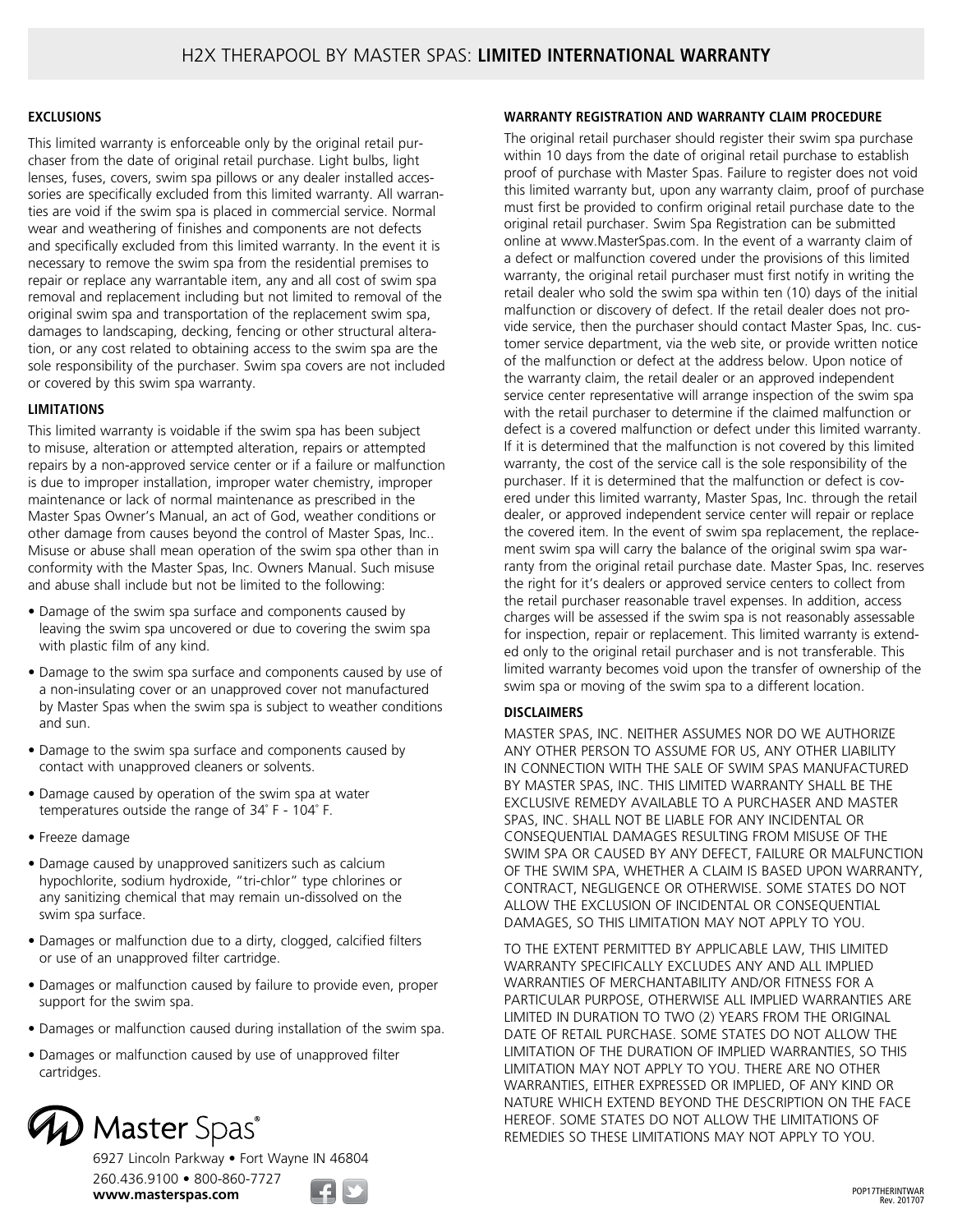# H2X THERAPOOL BY MASTER SPAS: **LIMITED INTERNATIONAL WARRANTY**

**EXCLUSIONS**

This limited warranty is enforceable only by the original retail purchaser from the date of original retail purchase. Light bulbs, light lenses, fuses, covers, swim spa pillows or any dealer installed accessories are specifically excluded from this limited warranty. All warranties are void if the swim spa is placed in commercial service. Normal wear and weathering of finishes and components are not defects and specifically excluded from this limited warranty. In the event it is necessary to remove the swim spa from the residential premises to repair or replace any warrantable item, any and all cost of swim spa removal and replacement including but not limited to removal of the original swim spa and transportation of the replacement swim spa, damages to landscaping, decking, fencing or other structural alteration, or any cost related to obtaining access to the swim spa are the sole responsibility of the purchaser. Swim spa covers are not included or covered by this swim spa warranty.

**LIMITATIONS**

This limited warranty is voidable if the swim spa has been subject to misuse, alteration or attempted alteration, repairs or attempted repairs by a non-approved service center or if a failure or malfunction is due to improper installation, improper water chemistry, improper maintenance or lack of normal maintenance as prescribed in the Master Spas Owner's Manual, an act of God, weather conditions or other damage from causes beyond the control of Master Spas, Inc.. Misuse or abuse shall mean operation of the swim spa other than in conformity with the Master Spas, Inc. Owners Manual. Such misuse and abuse shall include but not be limited to the following:

- Damage of the swim spa surface and components caused by leaving the swim spa uncovered or due to covering the swim spa with plastic film of any kind.
- Damage to the swim spa surface and components caused by use of a non-insulating cover or an unapproved cover not manufactured by Master Spas when the swim spa is subject to weather conditions and sun.
- Damage to the swim spa surface and components caused by contact with unapproved cleaners or solvents.
- Damage caused by operation of the swim spa at water temperatures outside the range of 34° F - 104° F.
- Freeze damage
- Damage caused by unapproved sanitizers such as calcium hypochlorite, sodium hydroxide, "tri-chlor" type chlorines or any sanitizing chemical that may remain un-dissolved on the swim spa surface.
- Damages or malfunction due to a dirty, clogged, calcified filters or use of an unapproved filter cartridge.
- Damages or malfunction caused by failure to provide even, proper support for the swim spa.
- Damages or malfunction caused during installation of the swim spa.
- Damages or malfunction caused by use of unapproved filter cartridges.

**WARRANTY REGISTRATION AND WARRANTY CLAIM PROCEDURE**

The original retail purchaser should register their swim spa purchase within 10 days from the date of original retail purchase to establish proof of purchase with Master Spas. Failure to register does not void this limited warranty but, upon any warranty claim, proof of purchase must first be provided to confirm original retail purchase date to the original retail purchaser. Swim Spa Registration can be submitted online at www.MasterSpas.com. In the event of a warranty claim of a defect or malfunction covered under the provisions of this limited warranty, the original retail purchaser must first notify in writing the retail dealer who sold the swim spa within ten (10) days of the initial malfunction or discovery of defect. If the retail dealer does not provide service, then the purchaser should contact Master Spas, Inc. customer service department, via the web site, or provide written notice of the malfunction or defect at the address below. Upon notice of the warranty claim, the retail dealer or an approved independent service center representative will arrange inspection of the swim spa with the retail purchaser to determine if the claimed malfunction or defect is a covered malfunction or defect under this limited warranty. If it is determined that the malfunction is not covered by this limited warranty, the cost of the service call is the sole responsibility of the purchaser. If it is determined that the malfunction or defect is covered under this limited warranty, Master Spas, Inc. through the retail dealer, or approved independent service center will repair or replace the covered item. In the event of swim spa replacement, the replacement swim spa will carry the balance of the original swim spa warranty from the original retail purchase date. Master Spas, Inc. reserves the right for it's dealers or approved service centers to collect from the retail purchaser reasonable travel expenses. In addition, access charges will be assessed if the swim spa is not reasonably assessable for inspection, repair or replacement. This limited warranty is extended only to the original retail purchaser and is not transferable. This limited warranty becomes void upon the transfer of ownership of the swim spa or moving of the swim spa to a different location.

**DISCLAIMERS**

MASTER SPAS, INC. NEITHER ASSUMES NOR DO WE AUTHORIZE ANY OTHER PERSON TO ASSUME FOR US, ANY OTHER LIABILITY IN CONNECTION WITH THE SALE OF SWIM SPAS MANUFACTURED BY MASTER SPAS, INC. THIS LIMITED WARRANTY SHALL BE THE EXCLUSIVE REMEDY AVAILABLE TO A PURCHASER AND MASTER SPAS, INC. SHALL NOT BE LIABLE FOR ANY INCIDENTAL OR CONSEQUENTIAL DAMAGES RESULTING FROM MISUSE OF THE SWIM SPA OR CAUSED BY ANY DEFECT, FAILURE OR MALFUNCTION OF THE SWIM SPA, WHETHER A CLAIM IS BASED UPON WARRANTY, CONTRACT, NEGLIGENCE OR OTHERWISE. SOME STATES DO NOT ALLOW THE EXCLUSION OF INCIDENTAL OR CONSEQUENTIAL DAMAGES, SO THIS LIMITATION MAY NOT APPLY TO YOU.

TO THE EXTENT PERMITTED BY APPLICABLE LAW, THIS LIMITED WARRANTY SPECIFICALLY EXCLUDES ANY AND ALL IMPLIED WARRANTIES OF MERCHANTABILITY AND/OR FITNESS FOR A PARTICULAR PURPOSE, OTHERWISE ALL IMPLIED WARRANTIES ARE LIMITED IN DURATION TO TWO (2) YEARS FROM THE ORIGINAL DATE OF RETAIL PURCHASE. SOME STATES DO NOT ALLOW THE LIMITATION OF THE DURATION OF IMPLIED WARRANTIES, SO THIS LIMITATION MAY NOT APPLY TO YOU. THERE ARE NO OTHER WARRANTIES, EITHER EXPRESSED OR IMPLIED, OF ANY KIND OR NATURE WHICH EXTEND BEYOND THE DESCRIPTION ON THE FACE HEREOF. SOME STATES DO NOT ALLOW THE LIMITATIONS OF REMEDIES SO THESE LIMITATIONS MAY NOT APPLY TO YOU.

Master Spas®

6927 Lincoln Parkway • Fort Wayne IN 46804

260.436.9100 • 800-860-7727

**www.masterspas.com**

POP17THERINTWAR
Rev. 201707